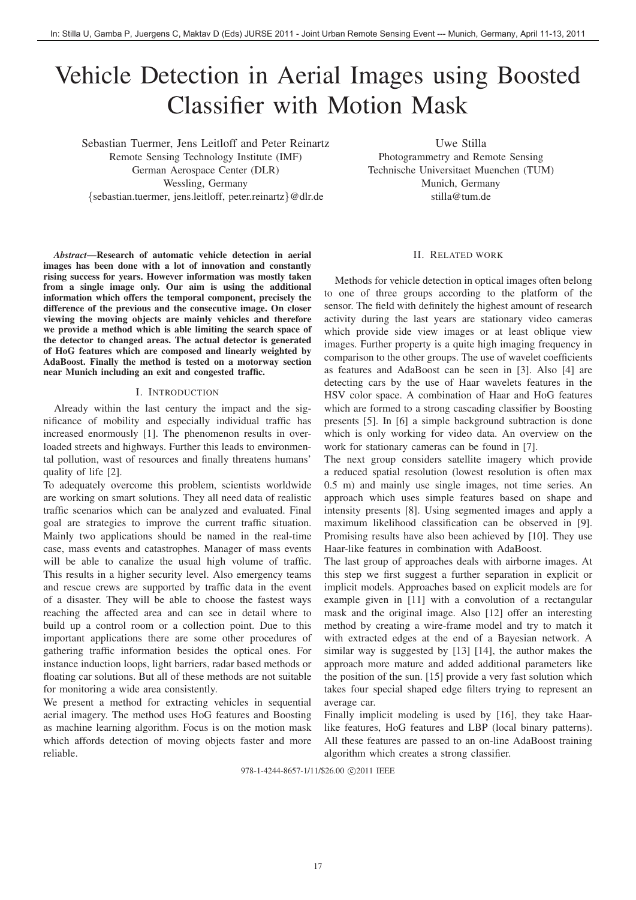In: Stilla U, Gamba P, Juergens C, Maktav D (Eds) JURSE 2011 - Joint Urban Remote Sensing Event --- Munich, Germany, April 11-13, 2011

# Vehicle Detection in Aerial Images using Boosted Classifier with Motion Mask

Sebastian Tuermer, Jens Leitloff and Peter Reinartz
Remote Sensing Technology Institute (IMF)
German Aerospace Center (DLR)
Wessling, Germany
{sebastian.tuermer, jens.leitloff, peter.reinartz}@dlr.de

Uwe Stilla
Photogrammetry and Remote Sensing
Technische Universitaet Muenchen (TUM)
Munich, Germany
stilla@tum.de

***Abstract*—Research of automatic vehicle detection in aerial images has been done with a lot of innovation and constantly rising success for years. However information was mostly taken from a single image only. Our aim is using the additional information which offers the temporal component, precisely the difference of the previous and the consecutive image. On closer viewing the moving objects are mainly vehicles and therefore we provide a method which is able limiting the search space of the detector to changed areas. The actual detector is generated of HoG features which are composed and linearly weighted by AdaBoost. Finally the method is tested on a motorway section near Munich including an exit and congested traffic.**

## I. Introduction

Already within the last century the impact and the significance of mobility and especially individual traffic has increased enormously [1]. The phenomenon results in overloaded streets and highways. Further this leads to environmental pollution, wast of resources and finally threatens humans' quality of life [2].

To adequately overcome this problem, scientists worldwide are working on smart solutions. They all need data of realistic traffic scenarios which can be analyzed and evaluated. Final goal are strategies to improve the current traffic situation. Mainly two applications should be named in the real-time case, mass events and catastrophes. Manager of mass events will be able to canalize the usual high volume of traffic. This results in a higher security level. Also emergency teams and rescue crews are supported by traffic data in the event of a disaster. They will be able to choose the fastest ways reaching the affected area and can see in detail where to build up a control room or a collection point. Due to this important applications there are some other procedures of gathering traffic information besides the optical ones. For instance induction loops, light barriers, radar based methods or floating car solutions. But all of these methods are not suitable for monitoring a wide area consistently.

We present a method for extracting vehicles in sequential aerial imagery. The method uses HoG features and Boosting as machine learning algorithm. Focus is on the motion mask which affords detection of moving objects faster and more reliable.

## II. Related work

Methods for vehicle detection in optical images often belong to one of three groups according to the platform of the sensor. The field with definitely the highest amount of research activity during the last years are stationary video cameras which provide side view images or at least oblique view images. Further property is a quite high imaging frequency in comparison to the other groups. The use of wavelet coefficients as features and AdaBoost can be seen in [3]. Also [4] are detecting cars by the use of Haar wavelets features in the HSV color space. A combination of Haar and HoG features which are formed to a strong cascading classifier by Boosting presents [5]. In [6] a simple background subtraction is done which is only working for video data. An overview on the work for stationary cameras can be found in [7].

The next group considers satellite imagery which provide a reduced spatial resolution (lowest resolution is often max 0.5 m) and mainly use single images, not time series. An approach which uses simple features based on shape and intensity presents [8]. Using segmented images and apply a maximum likelihood classification can be observed in [9]. Promising results have also been achieved by [10]. They use Haar-like features in combination with AdaBoost.

The last group of approaches deals with airborne images. At this step we first suggest a further separation in explicit or implicit models. Approaches based on explicit models are for example given in [11] with a convolution of a rectangular mask and the original image. Also [12] offer an interesting method by creating a wire-frame model and try to match it with extracted edges at the end of a Bayesian network. A similar way is suggested by [13] [14], the author makes the approach more mature and added additional parameters like the position of the sun. [15] provide a very fast solution which takes four special shaped edge filters trying to represent an average car.

Finally implicit modeling is used by [16], they take Haar-like features, HoG features and LBP (local binary patterns). All these features are passed to an on-line AdaBoost training algorithm which creates a strong classifier.

978-1-4244-8657-1/11/$26.00 ©2011 IEEE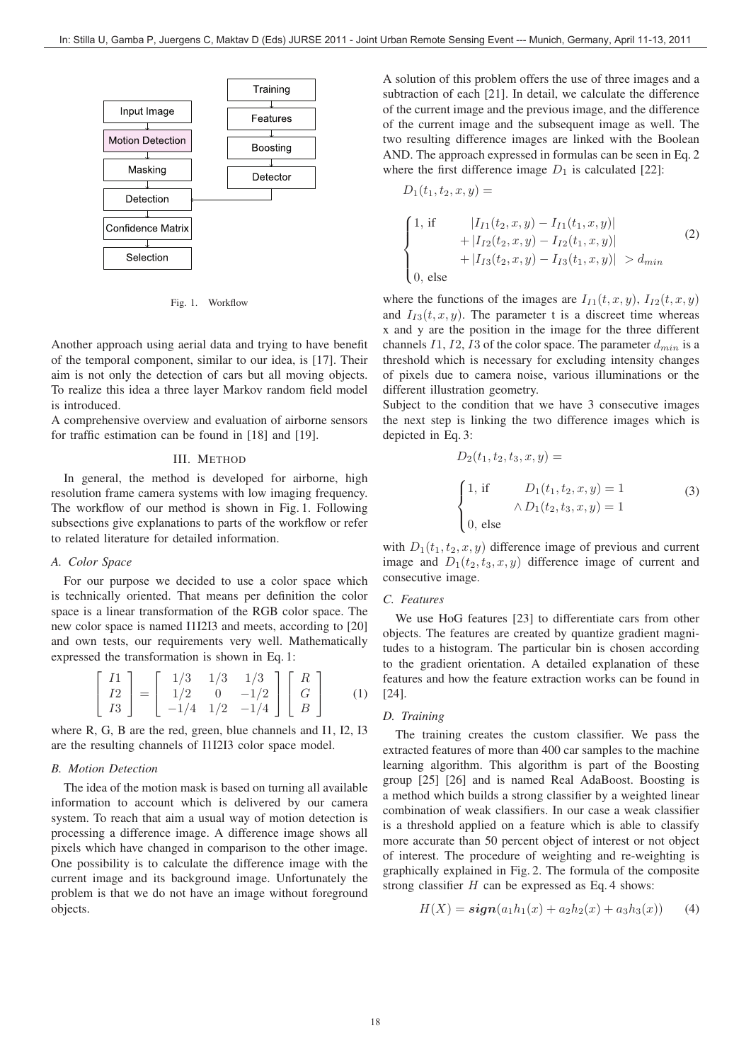Fig. 1. Workflow

Another approach using aerial data and trying to have benefit of the temporal component, similar to our idea, is [17]. Their aim is not only the detection of cars but all moving objects. To realize this idea a three layer Markov random field model is introduced.

A comprehensive overview and evaluation of airborne sensors for traffic estimation can be found in [18] and [19].

## III. Method

In general, the method is developed for airborne, high resolution frame camera systems with low imaging frequency. The workflow of our method is shown in Fig. 1. Following subsections give explanations to parts of the workflow or refer to related literature for detailed information.

### A. Color Space

For our purpose we decided to use a color space which is technically oriented. That means per definition the color space is a linear transformation of the RGB color space. The new color space is named I1I2I3 and meets, according to [20] and own tests, our requirements very well. Mathematically expressed the transformation is shown in Eq. 1:

$$\begin{bmatrix} I1 \\ I2 \\ I3 \end{bmatrix} = \begin{bmatrix} 1/3 & 1/3 & 1/3 \\ 1/2 & 0 & -1/2 \\ -1/4 & 1/2 & -1/4 \end{bmatrix} \begin{bmatrix} R \\ G \\ B \end{bmatrix} \tag{1}$$

where R, G, B are the red, green, blue channels and I1, I2, I3 are the resulting channels of I1I2I3 color space model.

### B. Motion Detection

The idea of the motion mask is based on turning all available information to account which is delivered by our camera system. To reach that aim a usual way of motion detection is processing a difference image. A difference image shows all pixels which have changed in comparison to the other image. One possibility is to calculate the difference image with the current image and its background image. Unfortunately the problem is that we do not have an image without foreground objects.

A solution of this problem offers the use of three images and a subtraction of each [21]. In detail, we calculate the difference of the current image and the previous image, and the difference of the current image and the subsequent image as well. The two resulting difference images are linked with the Boolean AND. The approach expressed in formulas can be seen in Eq. 2 where the first difference image $D_1$ is calculated [22]:

$$D_1(t_1, t_2, x, y) = \begin{cases} 1, \text{ if} & |I_{I1}(t_2, x, y) - I_{I1}(t_1, x, y)| \\ & + |I_{I2}(t_2, x, y) - I_{I2}(t_1, x, y)| \\ & + |I_{I3}(t_2, x, y) - I_{I3}(t_1, x, y)| \ > d_{min} \\ 0, \text{ else} \end{cases} \tag{2}$$

where the functions of the images are $I_{I1}(t, x, y)$, $I_{I2}(t, x, y)$ and $I_{I3}(t, x, y)$. The parameter t is a discreet time whereas x and y are the position in the image for the three different channels $I1$, $I2$, $I3$ of the color space. The parameter $d_{min}$ is a threshold which is necessary for excluding intensity changes of pixels due to camera noise, various illuminations or the different illustration geometry.

Subject to the condition that we have 3 consecutive images the next step is linking the two difference images which is depicted in Eq. 3:

$$D_2(t_1, t_2, t_3, x, y) = \begin{cases} 1, \text{ if} & D_1(t_1, t_2, x, y) = 1 \\ & \wedge D_1(t_2, t_3, x, y) = 1 \\ 0, \text{ else} \end{cases} \tag{3}$$

with $D_1(t_1, t_2, x, y)$ difference image of previous and current image and $D_1(t_2, t_3, x, y)$ difference image of current and consecutive image.

### C. Features

We use HoG features [23] to differentiate cars from other objects. The features are created by quantize gradient magnitudes to a histogram. The particular bin is chosen according to the gradient orientation. A detailed explanation of these features and how the feature extraction works can be found in [24].

### D. Training

The training creates the custom classifier. We pass the extracted features of more than 400 car samples to the machine learning algorithm. This algorithm is part of the Boosting group [25] [26] and is named Real AdaBoost. Boosting is a method which builds a strong classifier by a weighted linear combination of weak classifiers. In our case a weak classifier is a threshold applied on a feature which is able to classify more accurate than 50 percent object of interest or not object of interest. The procedure of weighting and re-weighting is graphically explained in Fig. 2. The formula of the composite strong classifier $H$ can be expressed as Eq. 4 shows:

$$H(X) = \boldsymbol{sign}(a_1 h_1(x) + a_2 h_2(x) + a_3 h_3(x)) \tag{4}$$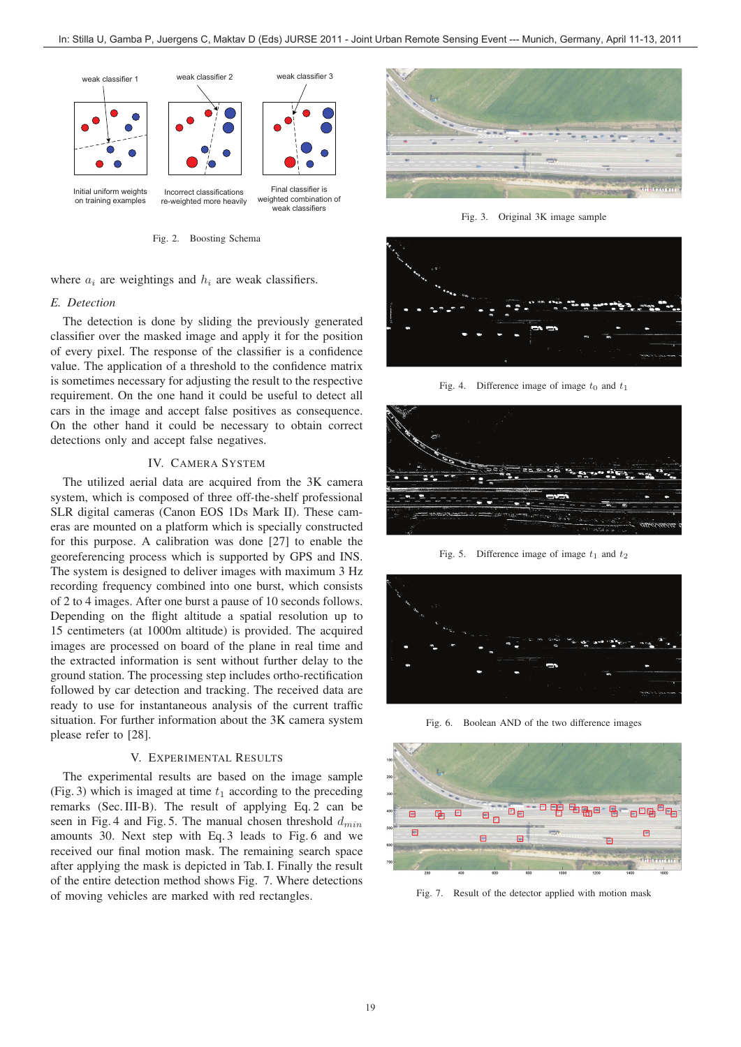Initial uniform weights on training examples

Incorrect classifications re-weighted more heavily

Final classifier is weighted combination of weak classifiers

Fig. 2. Boosting Schema

where $a_i$ are weightings and $h_i$ are weak classifiers.

### E. Detection

The detection is done by sliding the previously generated classifier over the masked image and apply it for the position of every pixel. The response of the classifier is a confidence value. The application of a threshold to the confidence matrix is sometimes necessary for adjusting the result to the respective requirement. On the one hand it could be useful to detect all cars in the image and accept false positives as consequence. On the other hand it could be necessary to obtain correct detections only and accept false negatives.

## IV. Camera System

The utilized aerial data are acquired from the 3K camera system, which is composed of three off-the-shelf professional SLR digital cameras (Canon EOS 1Ds Mark II). These cameras are mounted on a platform which is specially constructed for this purpose. A calibration was done [27] to enable the georeferencing process which is supported by GPS and INS. The system is designed to deliver images with maximum 3 Hz recording frequency combined into one burst, which consists of 2 to 4 images. After one burst a pause of 10 seconds follows. Depending on the flight altitude a spatial resolution up to 15 centimeters (at 1000m altitude) is provided. The acquired images are processed on board of the plane in real time and the extracted information is sent without further delay to the ground station. The processing step includes ortho-rectification followed by car detection and tracking. The received data are ready to use for instantaneous analysis of the current traffic situation. For further information about the 3K camera system please refer to [28].

## V. Experimental Results

The experimental results are based on the image sample (Fig. 3) which is imaged at time $t_1$ according to the preceding remarks (Sec. III-B). The result of applying Eq. 2 can be seen in Fig. 4 and Fig. 5. The manual chosen threshold $d_{min}$ amounts 30. Next step with Eq. 3 leads to Fig. 6 and we received our final motion mask. The remaining search space after applying the mask is depicted in Tab. I. Finally the result of the entire detection method shows Fig. 7. Where detections of moving vehicles are marked with red rectangles.

Fig. 3. Original 3K image sample

Fig. 4. Difference image of image $t_0$ and $t_1$

Fig. 5. Difference image of image $t_1$ and $t_2$

Fig. 6. Boolean AND of the two difference images

Fig. 7. Result of the detector applied with motion mask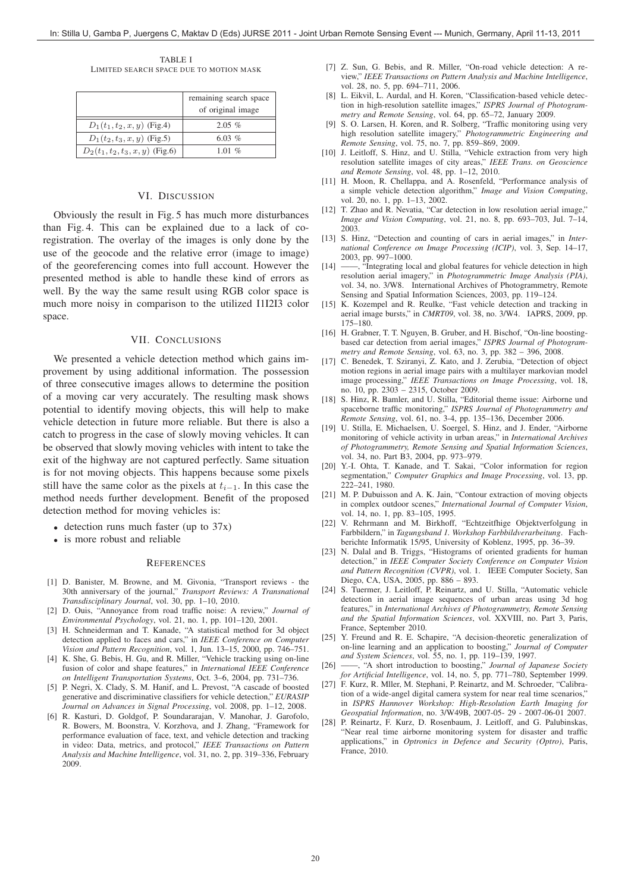TABLE I
LIMITED SEARCH SPACE DUE TO MOTION MASK

| | remaining search space of original image |
|---|---|
| $D_1(t_1, t_2, x, y)$ (Fig.4) | 2.05 % |
| $D_1(t_2, t_3, x, y)$ (Fig.5) | 6.03 % |
| $D_2(t_1, t_2, t_3, x, y)$ (Fig.6) | 1.01 % |

## VI. Discussion

Obviously the result in Fig. 5 has much more disturbances than Fig. 4. This can be explained due to a lack of co-registration. The overlay of the images is only done by the use of the geocode and the relative error (image to image) of the georeferencing comes into full account. However the presented method is able to handle these kind of errors as well. By the way the same result using RGB color space is much more noisy in comparison to the utilized I1I2I3 color space.

## VII. Conclusions

We presented a vehicle detection method which gains improvement by using additional information. The possession of three consecutive images allows to determine the position of a moving car very accurately. The resulting mask shows potential to identify moving objects, this will help to make vehicle detection in future more reliable. But there is also a catch to progress in the case of slowly moving vehicles. It can be observed that slowly moving vehicles with intent to take the exit of the highway are not captured perfectly. Same situation is for not moving objects. This happens because some pixels still have the same color as the pixels at $t_{i-1}$. In this case the method needs further development. Benefit of the proposed detection method for moving vehicles is:

- detection runs much faster (up to 37x)
- is more robust and reliable

## References

[1] D. Banister, M. Browne, and M. Givonia, "Transport reviews - the 30th anniversary of the journal," *Transport Reviews: A Transnational Transdisciplinary Journal*, vol. 30, pp. 1–10, 2010.

[2] D. Ouis, "Annoyance from road traffic noise: A review," *Journal of Environmental Psychology*, vol. 21, no. 1, pp. 101–120, 2001.

[3] H. Schneiderman and T. Kanade, "A statistical method for 3d object detection applied to faces and cars," in *IEEE Conference on Computer Vision and Pattern Recognition*, vol. 1, Jun. 13–15, 2000, pp. 746–751.

[4] K. She, G. Bebis, H. Gu, and R. Miller, "Vehicle tracking using on-line fusion of color and shape features," in *International IEEE Conference on Intelligent Transportation Systems*, Oct. 3–6, 2004, pp. 731–736.

[5] P. Negri, X. Clady, S. M. Hanif, and L. Prevost, "A cascade of boosted generative and discriminative classifiers for vehicle detection," *EURASIP Journal on Advances in Signal Processing*, vol. 2008, pp. 1–12, 2008.

[6] R. Kasturi, D. Goldgof, P. Soundararajan, V. Manohar, J. Garofolo, R. Bowers, M. Boonstra, V. Korzhova, and J. Zhang, "Framework for performance evaluation of face, text, and vehicle detection and tracking in video: Data, metrics, and protocol," *IEEE Transactions on Pattern Analysis and Machine Intelligence*, vol. 31, no. 2, pp. 319–336, February 2009.

[7] Z. Sun, G. Bebis, and R. Miller, "On-road vehicle detection: A review," *IEEE Transactions on Pattern Analysis and Machine Intelligence*, vol. 28, no. 5, pp. 694–711, 2006.

[8] L. Eikvil, L. Aurdal, and H. Koren, "Classification-based vehicle detection in high-resolution satellite images," *ISPRS Journal of Photogrammetry and Remote Sensing*, vol. 64, pp. 65–72, January 2009.

[9] S. O. Larsen, H. Koren, and R. Solberg, "Traffic monitoring using very high resolution satellite imagery," *Photogrammetric Engineering and Remote Sensing*, vol. 75, no. 7, pp. 859–869, 2009.

[10] J. Leitloff, S. Hinz, and U. Stilla, "Vehicle extraction from very high resolution satellite images of city areas," *IEEE Trans. on Geoscience and Remote Sensing*, vol. 48, pp. 1–12, 2010.

[11] H. Moon, R. Chellappa, and A. Rosenfeld, "Performance analysis of a simple vehicle detection algorithm," *Image and Vision Computing*, vol. 20, no. 1, pp. 1–13, 2002.

[12] T. Zhao and R. Nevatia, "Car detection in low resolution aerial image," *Image and Vision Computing*, vol. 21, no. 8, pp. 693–703, Jul. 7–14, 2003.

[13] S. Hinz, "Detection and counting of cars in aerial images," in *International Conference on Image Processing (ICIP)*, vol. 3, Sep. 14–17, 2003, pp. 997–1000.

[14] ——, "Integrating local and global features for vehicle detection in high resolution aerial imagery," in *Photogrammetric Image Analysis (PIA)*, vol. 34, no. 3/W8. International Archives of Photogrammetry, Remote Sensing and Spatial Information Sciences, 2003, pp. 119–124.

[15] K. Kozempel and R. Reulke, "Fast vehicle detection and tracking in aerial image bursts," in *CMRT09*, vol. 38, no. 3/W4. IAPRS, 2009, pp. 175–180.

[16] H. Grabner, T. T. Nguyen, B. Gruber, and H. Bischof, "On-line boosting-based car detection from aerial images," *ISPRS Journal of Photogrammetry and Remote Sensing*, vol. 63, no. 3, pp. 382 – 396, 2008.

[17] C. Benedek, T. Sziranyi, Z. Kato, and J. Zerubia, "Detection of object motion regions in aerial image pairs with a multilayer markovian model image processing," *IEEE Transactions on Image Processing*, vol. 18, no. 10, pp. 2303 – 2315, October 2009.

[18] S. Hinz, R. Bamler, and U. Stilla, "Editorial theme issue: Airborne und spaceborne traffic monitoring," *ISPRS Journal of Photogrammetry and Remote Sensing*, vol. 61, no. 3-4, pp. 135–136, December 2006.

[19] U. Stilla, E. Michaelsen, U. Soergel, S. Hinz, and J. Ender, "Airborne monitoring of vehicle activity in urban areas," in *International Archives of Photogrammetry, Remote Sensing and Spatial Information Sciences*, vol. 34, no. Part B3, 2004, pp. 973–979.

[20] Y.-I. Ohta, T. Kanade, and T. Sakai, "Color information for region segmentation," *Computer Graphics and Image Processing*, vol. 13, pp. 222–241, 1980.

[21] M. P. Dubuisson and A. K. Jain, "Contour extraction of moving objects in complex outdoor scenes," *International Journal of Computer Vision*, vol. 14, no. 1, pp. 83–105, 1995.

[22] V. Rehrmann and M. Birkhoff, "Echtzeitfhige Objektverfolgung in Farbbildern," in *Tagungsband 1. Workshop Farbbildverarbeitung*. Fachberichte Informatik 15/95, University of Koblenz, 1995, pp. 36–39.

[23] N. Dalal and B. Triggs, "Histograms of oriented gradients for human detection," in *IEEE Computer Society Conference on Computer Vision and Pattern Recognition (CVPR)*, vol. 1. IEEE Computer Society, San Diego, CA, USA, 2005, pp. 886 – 893.

[24] S. Tuermer, J. Leitloff, P. Reinartz, and U. Stilla, "Automatic vehicle detection in aerial image sequences of urban areas using 3d hog features," in *International Archives of Photogrammetry, Remote Sensing and the Spatial Information Sciences*, vol. XXVIII, no. Part 3, Paris, France, September 2010.

[25] Y. Freund and R. E. Schapire, "A decision-theoretic generalization of on-line learning and an application to boosting," *Journal of Computer and System Sciences*, vol. 55, no. 1, pp. 119–139, 1997.

[26] ——, "A short introduction to boosting," *Journal of Japanese Society for Artificial Intelligence*, vol. 14, no. 5, pp. 771–780, September 1999.

[27] F. Kurz, R. Mller, M. Stephani, P. Reinartz, and M. Schroeder, "Calibration of a wide-angel digital camera system for near real time scenarios," in *ISPRS Hannover Workshop: High-Resolution Earth Imaging for Geospatial Information*, no. 3/W49B, 2007-05- 29 - 2007-06-01 2007.

[28] P. Reinartz, F. Kurz, D. Rosenbaum, J. Leitloff, and G. Palubinskas, "Near real time airborne monitoring system for disaster and traffic applications," in *Optronics in Defence and Security (Optro)*, Paris, France, 2010.